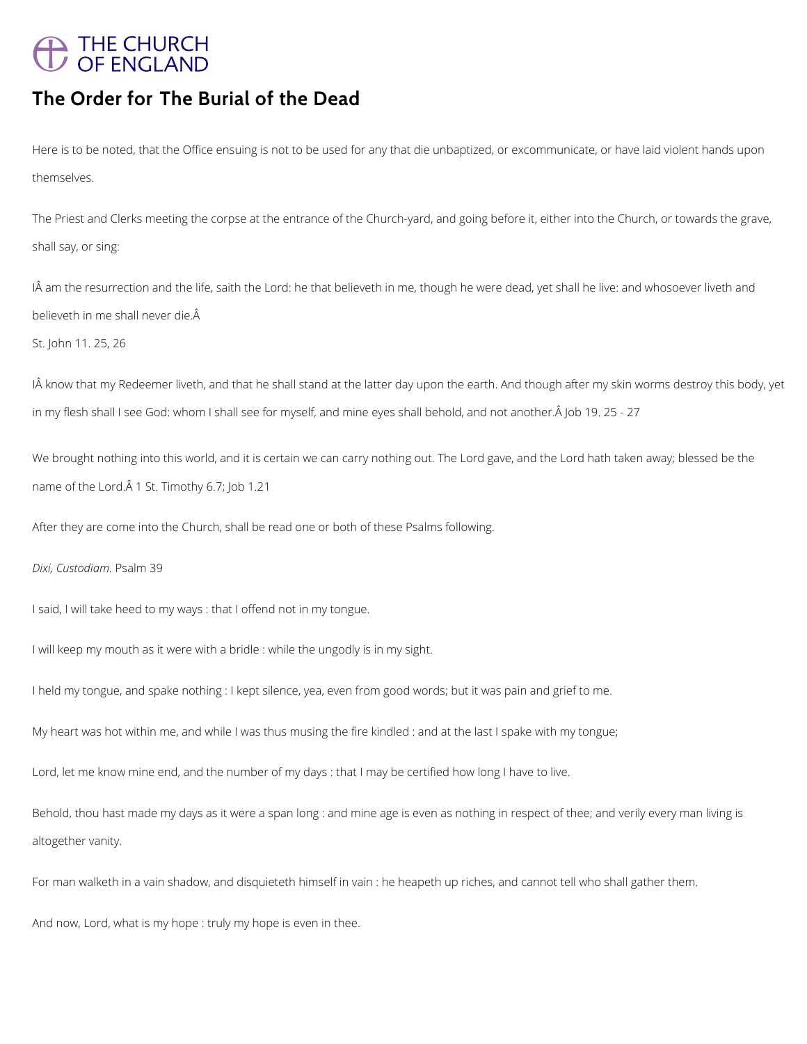THE CHURCH OF ENGLAND

# The Order for The Burial of the Dead

Here is to be noted, that the Office ensuing is not to be used for any that die unbaptized, or excommunicate, or have laid violent hands upon themselves.

The Priest and Clerks meeting the corpse at the entrance of the Church-yard, and going before it, either into the Church, or towards the grave, shall say, or sing:

IÂ am the resurrection and the life, saith the Lord: he that believeth in me, though he were dead, yet shall he live: and whosoever liveth and believeth in me shall never die.Â

St. John 11. 25, 26

IÂ know that my Redeemer liveth, and that he shall stand at the latter day upon the earth. And though after my skin worms destroy this body, yet in my flesh shall I see God: whom I shall see for myself, and mine eyes shall behold, and not another.Â Job 19. 25 - 27

We brought nothing into this world, and it is certain we can carry nothing out. The Lord gave, and the Lord hath taken away; blessed be the name of the Lord.Â 1 St. Timothy 6.7; Job 1.21

After they are come into the Church, shall be read one or both of these Psalms following.

*Dixi, Custodiam.* Psalm 39

I said, I will take heed to my ways : that I offend not in my tongue.

I will keep my mouth as it were with a bridle : while the ungodly is in my sight.

I held my tongue, and spake nothing : I kept silence, yea, even from good words; but it was pain and grief to me.

My heart was hot within me, and while I was thus musing the fire kindled : and at the last I spake with my tongue;

Lord, let me know mine end, and the number of my days : that I may be certified how long I have to live.

Behold, thou hast made my days as it were a span long : and mine age is even as nothing in respect of thee; and verily every man living is altogether vanity.

For man walketh in a vain shadow, and disquieteth himself in vain : he heapeth up riches, and cannot tell who shall gather them.

And now, Lord, what is my hope : truly my hope is even in thee.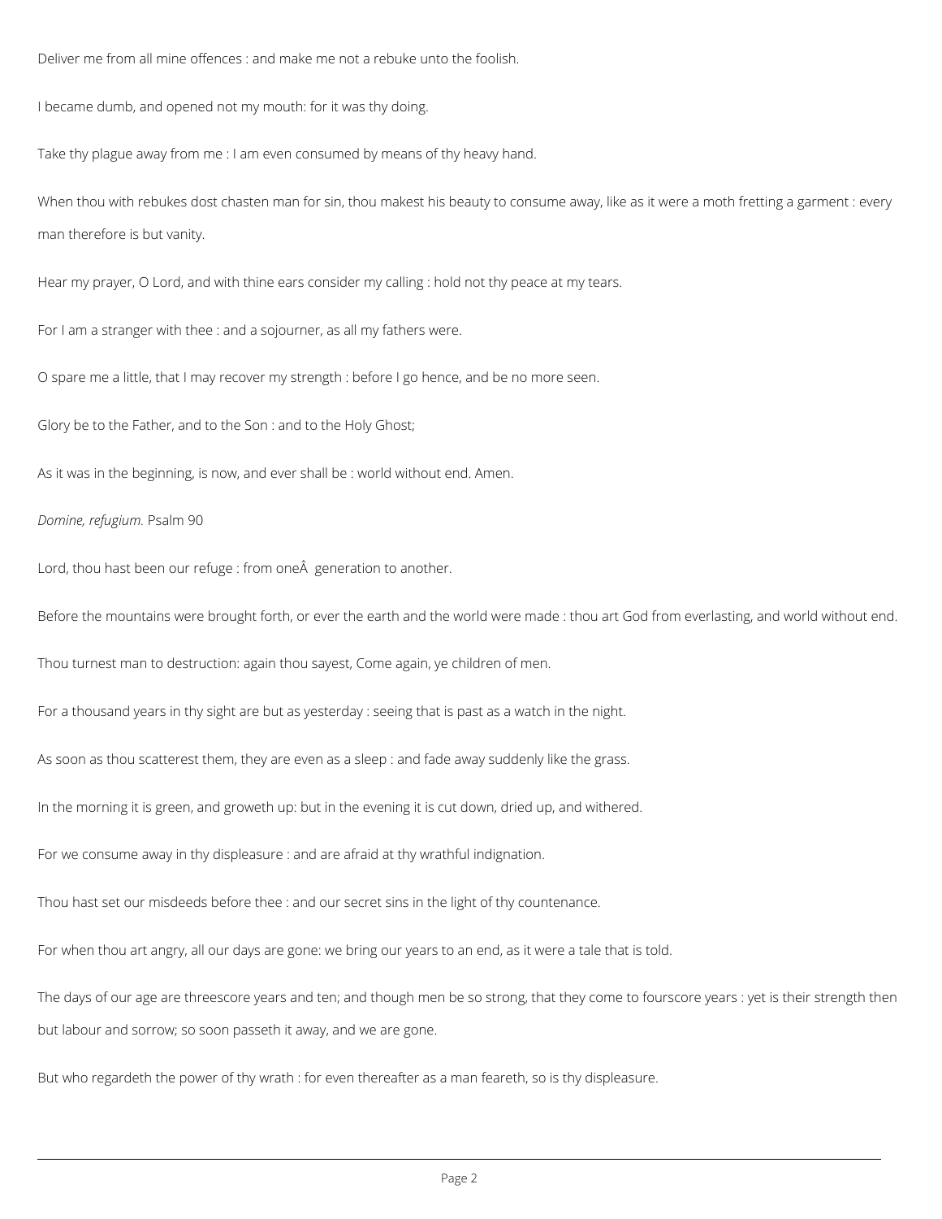Deliver me from all mine offences : and make me not a rebuke unto the foolish.

I became dumb, and opened not my mouth: for it was thy doing.

Take thy plague away from me : I am even consumed by means of thy heavy hand.

When thou with rebukes dost chasten man for sin, thou makest his beauty to consume away, like as it were a moth fretting a garment : every man therefore is but vanity.

Hear my prayer, O Lord, and with thine ears consider my calling : hold not thy peace at my tears.

For I am a stranger with thee : and a sojourner, as all my fathers were.

O spare me a little, that I may recover my strength : before I go hence, and be no more seen.

Glory be to the Father, and to the Son : and to the Holy Ghost;

As it was in the beginning, is now, and ever shall be : world without end. Amen.

*Domine, refugium.* Psalm 90

Lord, thou hast been our refuge : from oneÂ  generation to another.

Before the mountains were brought forth, or ever the earth and the world were made : thou art God from everlasting, and world without end.

Thou turnest man to destruction: again thou sayest, Come again, ye children of men.

For a thousand years in thy sight are but as yesterday : seeing that is past as a watch in the night.

As soon as thou scatterest them, they are even as a sleep : and fade away suddenly like the grass.

In the morning it is green, and groweth up: but in the evening it is cut down, dried up, and withered.

For we consume away in thy displeasure : and are afraid at thy wrathful indignation.

Thou hast set our misdeeds before thee : and our secret sins in the light of thy countenance.

For when thou art angry, all our days are gone: we bring our years to an end, as it were a tale that is told.

The days of our age are threescore years and ten; and though men be so strong, that they come to fourscore years : yet is their strength then but labour and sorrow; so soon passeth it away, and we are gone.

But who regardeth the power of thy wrath : for even thereafter as a man feareth, so is thy displeasure.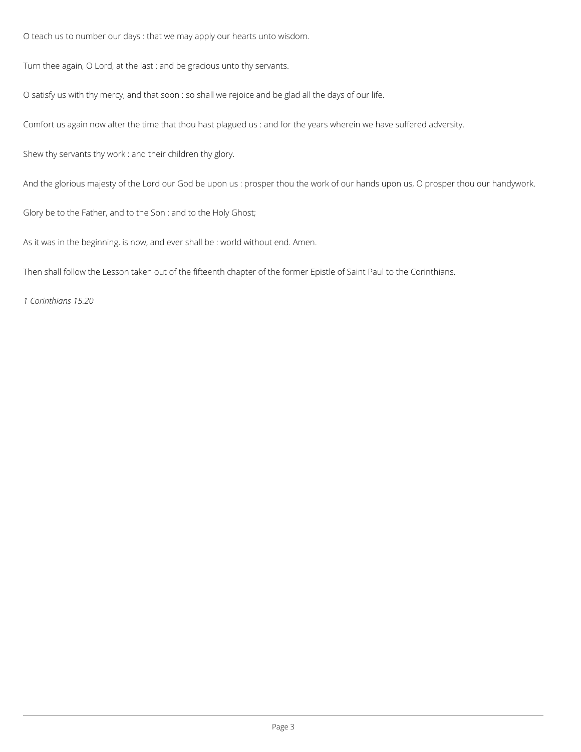O teach us to number our days : that we may apply our hearts unto wisdom.

Turn thee again, O Lord, at the last : and be gracious unto thy servants.

O satisfy us with thy mercy, and that soon : so shall we rejoice and be glad all the days of our life.

Comfort us again now after the time that thou hast plagued us : and for the years wherein we have suffered adversity.

Shew thy servants thy work : and their children thy glory.

And the glorious majesty of the Lord our God be upon us : prosper thou the work of our hands upon us, O prosper thou our handywork.

Glory be to the Father, and to the Son : and to the Holy Ghost;

As it was in the beginning, is now, and ever shall be : world without end. Amen.

Then shall follow the Lesson taken out of the fifteenth chapter of the former Epistle of Saint Paul to the Corinthians.

*1 Corinthians 15.20*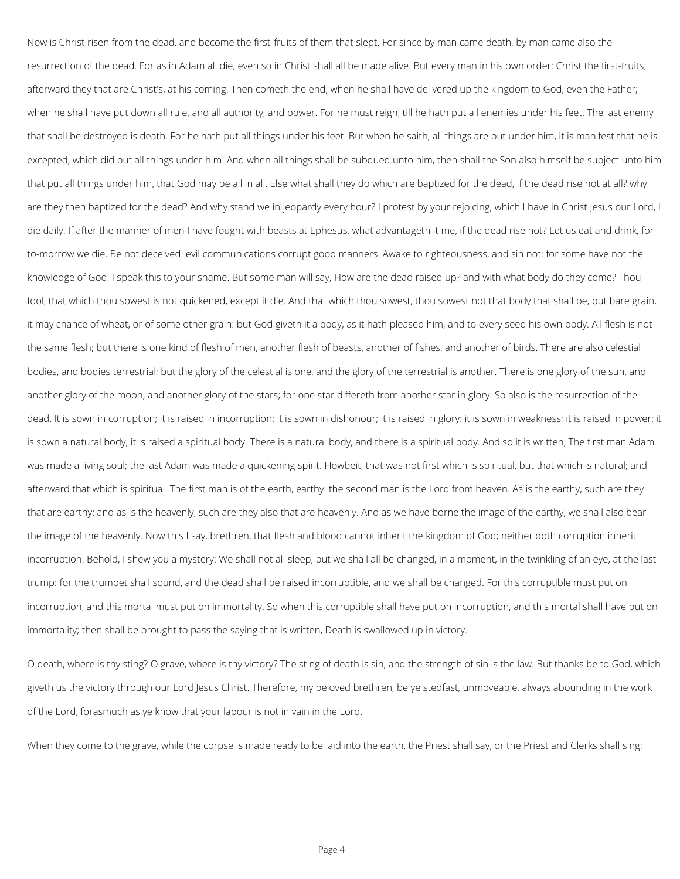Now is Christ risen from the dead, and become the first-fruits of them that slept. For since by man came death, by man came also the resurrection of the dead. For as in Adam all die, even so in Christ shall all be made alive. But every man in his own order: Christ the first-fruits; afterward they that are Christ's, at his coming. Then cometh the end, when he shall have delivered up the kingdom to God, even the Father; when he shall have put down all rule, and all authority, and power. For he must reign, till he hath put all enemies under his feet. The last enemy that shall be destroyed is death. For he hath put all things under his feet. But when he saith, all things are put under him, it is manifest that he is excepted, which did put all things under him. And when all things shall be subdued unto him, then shall the Son also himself be subject unto him that put all things under him, that God may be all in all. Else what shall they do which are baptized for the dead, if the dead rise not at all? why are they then baptized for the dead? And why stand we in jeopardy every hour? I protest by your rejoicing, which I have in Christ Jesus our Lord, I die daily. If after the manner of men I have fought with beasts at Ephesus, what advantageth it me, if the dead rise not? Let us eat and drink, for to-morrow we die. Be not deceived: evil communications corrupt good manners. Awake to righteousness, and sin not: for some have not the knowledge of God: I speak this to your shame. But some man will say, How are the dead raised up? and with what body do they come? Thou fool, that which thou sowest is not quickened, except it die. And that which thou sowest, thou sowest not that body that shall be, but bare grain, it may chance of wheat, or of some other grain: but God giveth it a body, as it hath pleased him, and to every seed his own body. All flesh is not the same flesh; but there is one kind of flesh of men, another flesh of beasts, another of fishes, and another of birds. There are also celestial bodies, and bodies terrestrial; but the glory of the celestial is one, and the glory of the terrestrial is another. There is one glory of the sun, and another glory of the moon, and another glory of the stars; for one star differeth from another star in glory. So also is the resurrection of the dead. It is sown in corruption; it is raised in incorruption: it is sown in dishonour; it is raised in glory: it is sown in weakness; it is raised in power: it is sown a natural body; it is raised a spiritual body. There is a natural body, and there is a spiritual body. And so it is written, The first man Adam was made a living soul; the last Adam was made a quickening spirit. Howbeit, that was not first which is spiritual, but that which is natural; and afterward that which is spiritual. The first man is of the earth, earthy: the second man is the Lord from heaven. As is the earthy, such are they that are earthy: and as is the heavenly, such are they also that are heavenly. And as we have borne the image of the earthy, we shall also bear the image of the heavenly. Now this I say, brethren, that flesh and blood cannot inherit the kingdom of God; neither doth corruption inherit incorruption. Behold, I shew you a mystery: We shall not all sleep, but we shall all be changed, in a moment, in the twinkling of an eye, at the last trump: for the trumpet shall sound, and the dead shall be raised incorruptible, and we shall be changed. For this corruptible must put on incorruption, and this mortal must put on immortality. So when this corruptible shall have put on incorruption, and this mortal shall have put on immortality; then shall be brought to pass the saying that is written, Death is swallowed up in victory.

O death, where is thy sting? O grave, where is thy victory? The sting of death is sin; and the strength of sin is the law. But thanks be to God, which giveth us the victory through our Lord Jesus Christ. Therefore, my beloved brethren, be ye stedfast, unmoveable, always abounding in the work of the Lord, forasmuch as ye know that your labour is not in vain in the Lord.

When they come to the grave, while the corpse is made ready to be laid into the earth, the Priest shall say, or the Priest and Clerks shall sing: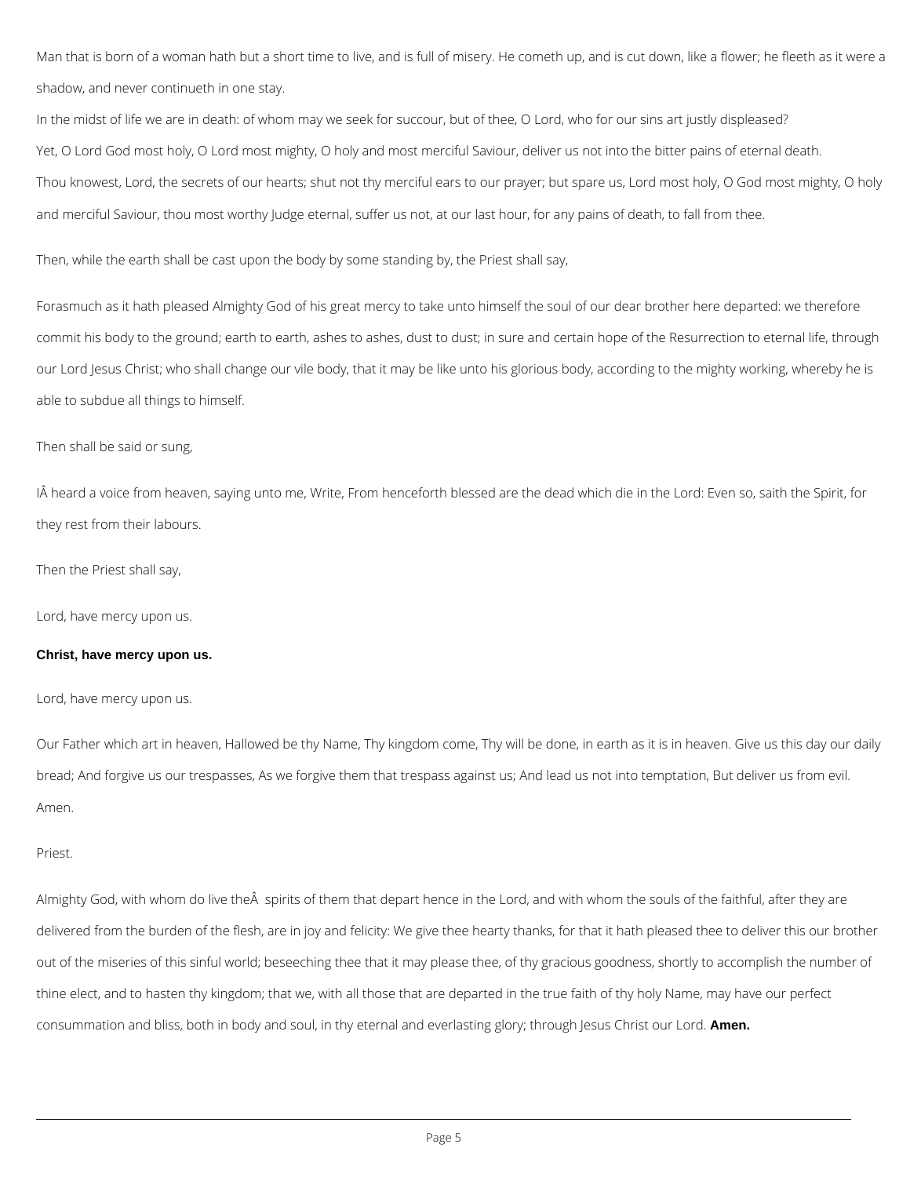Man that is born of a woman hath but a short time to live, and is full of misery. He cometh up, and is cut down, like a flower; he fleeth as it were a shadow, and never continueth in one stay.

In the midst of life we are in death: of whom may we seek for succour, but of thee, O Lord, who for our sins art justly displeased?

Yet, O Lord God most holy, O Lord most mighty, O holy and most merciful Saviour, deliver us not into the bitter pains of eternal death.

Thou knowest, Lord, the secrets of our hearts; shut not thy merciful ears to our prayer; but spare us, Lord most holy, O God most mighty, O holy and merciful Saviour, thou most worthy Judge eternal, suffer us not, at our last hour, for any pains of death, to fall from thee.

Then, while the earth shall be cast upon the body by some standing by, the Priest shall say,

Forasmuch as it hath pleased Almighty God of his great mercy to take unto himself the soul of our dear brother here departed: we therefore commit his body to the ground; earth to earth, ashes to ashes, dust to dust; in sure and certain hope of the Resurrection to eternal life, through our Lord Jesus Christ; who shall change our vile body, that it may be like unto his glorious body, according to the mighty working, whereby he is able to subdue all things to himself.

Then shall be said or sung,

IÂ heard a voice from heaven, saying unto me, Write, From henceforth blessed are the dead which die in the Lord: Even so, saith the Spirit, for they rest from their labours.

Then the Priest shall say,

Lord, have mercy upon us.

**Christ, have mercy upon us.**

Lord, have mercy upon us.

Our Father which art in heaven, Hallowed be thy Name, Thy kingdom come, Thy will be done, in earth as it is in heaven. Give us this day our daily bread; And forgive us our trespasses, As we forgive them that trespass against us; And lead us not into temptation, But deliver us from evil. Amen.

Priest.

Almighty God, with whom do live theÂ  spirits of them that depart hence in the Lord, and with whom the souls of the faithful, after they are delivered from the burden of the flesh, are in joy and felicity: We give thee hearty thanks, for that it hath pleased thee to deliver this our brother out of the miseries of this sinful world; beseeching thee that it may please thee, of thy gracious goodness, shortly to accomplish the number of thine elect, and to hasten thy kingdom; that we, with all those that are departed in the true faith of thy holy Name, may have our perfect consummation and bliss, both in body and soul, in thy eternal and everlasting glory; through Jesus Christ our Lord. **Amen.**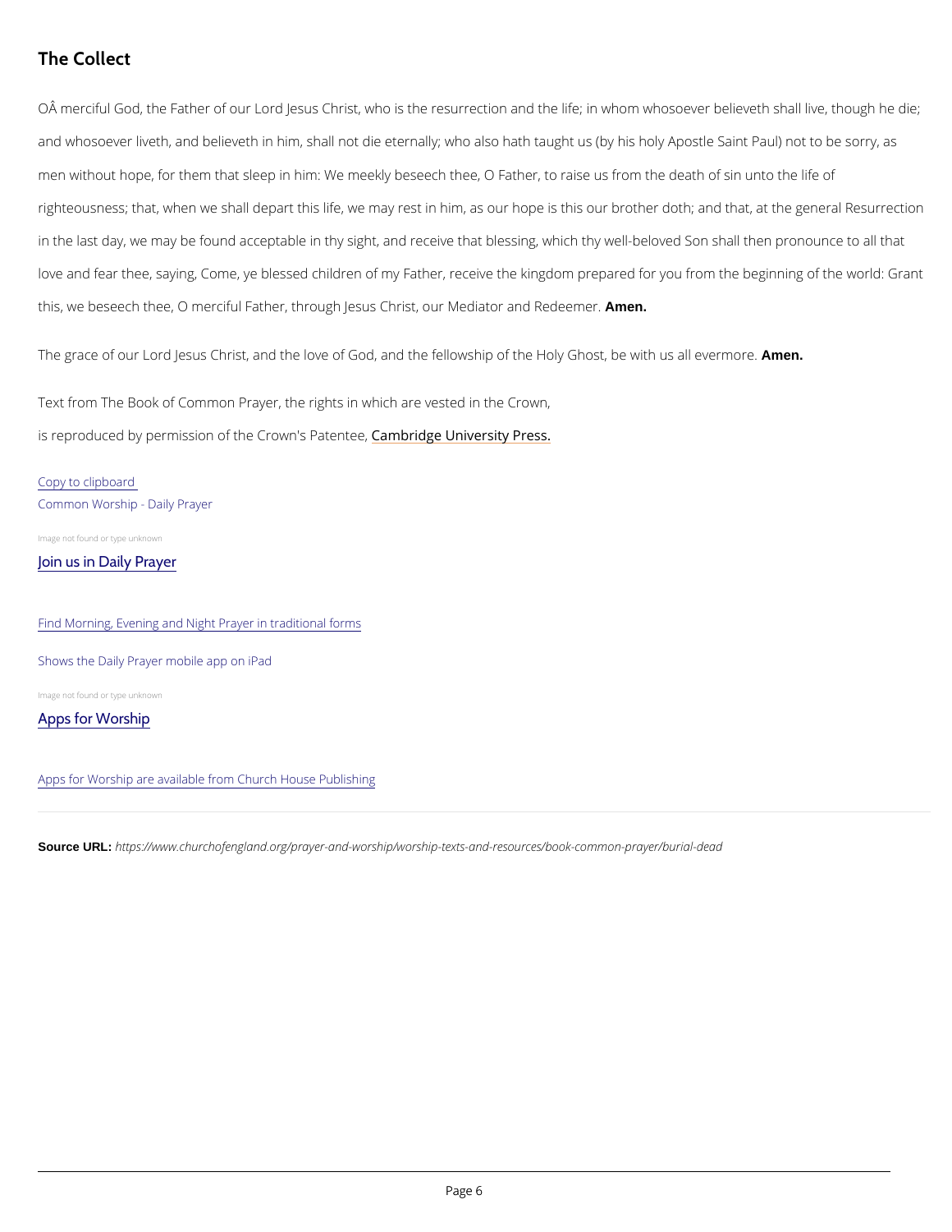## The Collect

OÂ merciful God, the Father of our Lord Jesus Christ, who is the resurrection and the life; in whom whosoever believeth shall live, though he die; and whosoever liveth, and believeth in him, shall not die eternally; who also hath taught us (by his holy Apostle Saint Paul) not to be sorry, as men without hope, for them that sleep in him: We meekly beseech thee, O Father, to raise us from the death of sin unto the life of righteousness; that, when we shall depart this life, we may rest in him, as our hope is this our brother doth; and that, at the general Resurrection in the last day, we may be found acceptable in thy sight, and receive that blessing, which thy well-beloved Son shall then pronounce to all that love and fear thee, saying, Come, ye blessed children of my Father, receive the kingdom prepared for you from the beginning of the world: Grant this, we beseech thee, O merciful Father, through Jesus Christ, our Mediator and Redeemer. **Amen.**

The grace of our Lord Jesus Christ, and the love of God, and the fellowship of the Holy Ghost, be with us all evermore. **Amen.**

Text from The Book of Common Prayer, the rights in which are vested in the Crown,
is reproduced by permission of the Crown's Patentee, Cambridge University Press.

Copy to clipboard
Common Worship - Daily Prayer

Image not found or type unknown

Join us in Daily Prayer

Find Morning, Evening and Night Prayer in traditional forms

Shows the Daily Prayer mobile app on iPad

Image not found or type unknown

Apps for Worship

Apps for Worship are available from Church House Publishing

---

**Source URL:** *https://www.churchofengland.org/prayer-and-worship/worship-texts-and-resources/book-common-prayer/burial-dead*